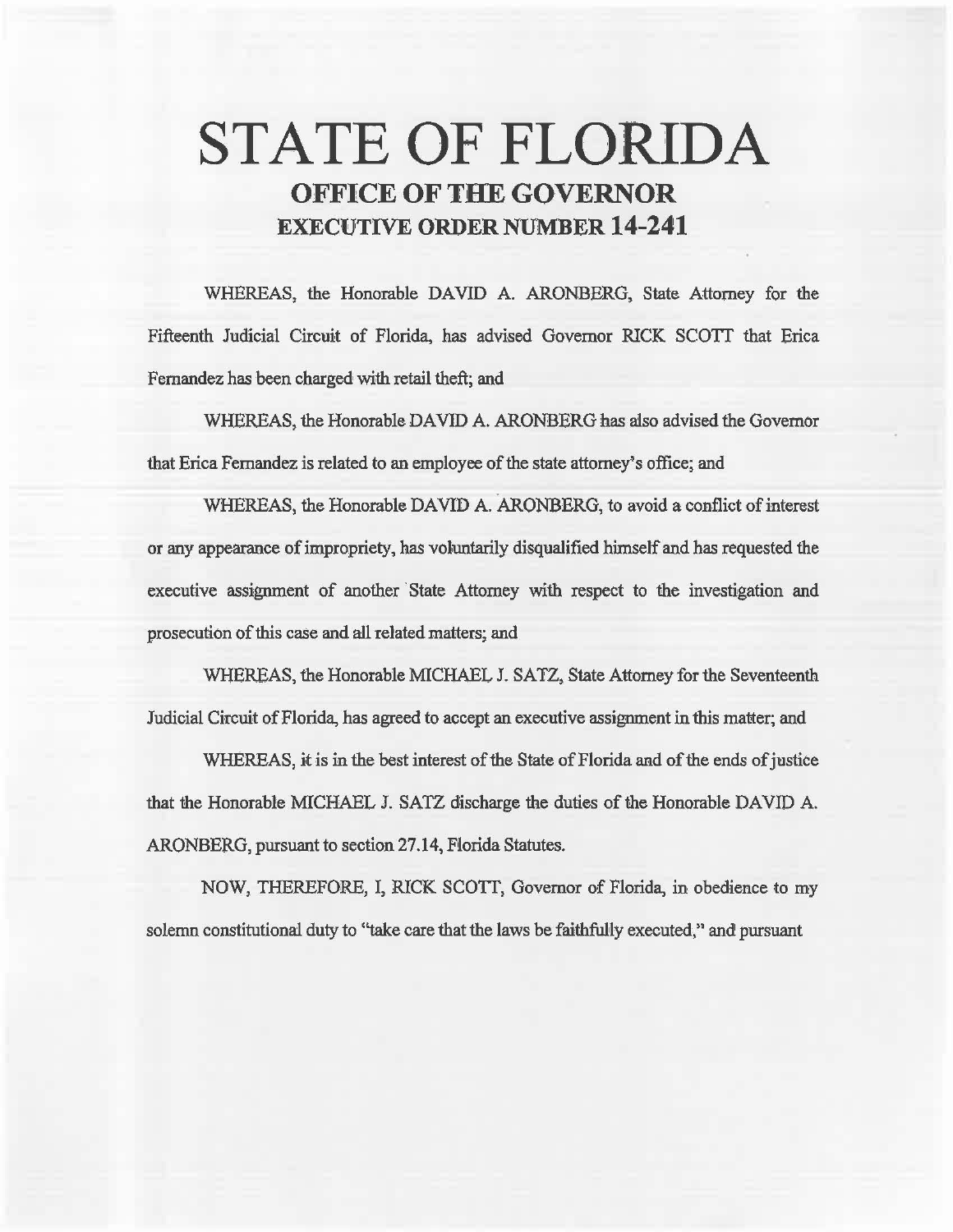# STATE OF FLORIDA

## OFFICE OF THE GOVERNOR

## EXECUTIVE ORDER NUMBER 14-241

WHEREAS, the Honorable DAVID A. ARONBERG, State Attorney for the Fifteenth Judicial Circuit of Florida, has advised Governor RICK SCOTT that Erica Fernandez has been charged with retail theft; and

WHEREAS, the Honorable DAVID A. ARONBERG has also advised the Governor that Erica Fernandez is related to an employee of the state attorney's office; and

WHEREAS, the Honorable DAVID A. ARONBERG, to avoid a conflict of interest or any appearance of impropriety, has voluntarily disqualified himself and has requested the executive assignment of another State Attorney with respect to the investigation and prosecution of this case and all related matters; and

WHEREAS, the Honorable MICHAEL J. SATZ, State Attorney for the Seventeenth Judicial Circuit of Florida, has agreed to accept an executive assignment in this matter; and

WHEREAS, it is in the best interest of the State of Florida and of the ends of justice that the Honorable MICHAEL J. SATZ discharge the duties of the Honorable DAVID A. ARONBERG, pursuant to section 27.14, Florida Statutes.

NOW, THEREFORE, I, RICK SCOTT, Governor of Florida, in obedience to my solemn constitutional duty to "take care that the laws be faithfully executed," and pursuant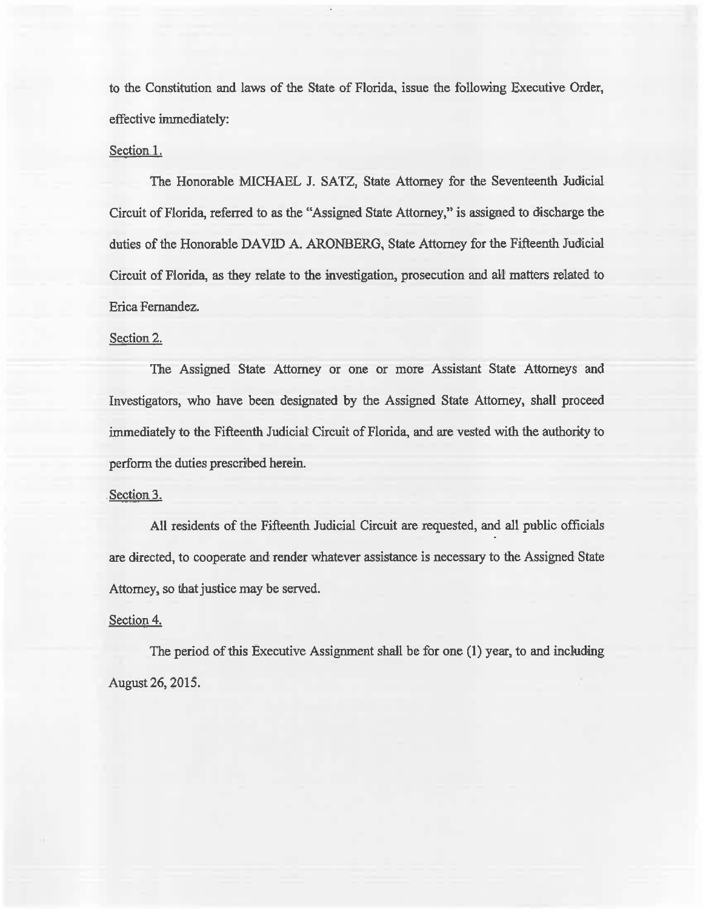to the Constitution and laws of the State of Florida, issue the following Executive Order, effective immediately:

Section 1.

The Honorable MICHAEL J. SATZ, State Attorney for the Seventeenth Judicial Circuit of Florida, referred to as the "Assigned State Attorney," is assigned to discharge the duties of the Honorable DAVID A. ARONBERG, State Attorney for the Fifteenth Judicial Circuit of Florida, as they relate to the investigation, prosecution and all matters related to Erica Fernandez.

Section 2.

The Assigned State Attorney or one or more Assistant State Attorneys and Investigators, who have been designated by the Assigned State Attorney, shall proceed immediately to the Fifteenth Judicial Circuit of Florida, and are vested with the authority to perform the duties prescribed herein.

Section 3.

All residents of the Fifteenth Judicial Circuit are requested, and all public officials are directed, to cooperate and render whatever assistance is necessary to the Assigned State Attorney, so that justice may be served.

Section 4.

The period of this Executive Assignment shall be for one (1) year, to and including August 26, 2015.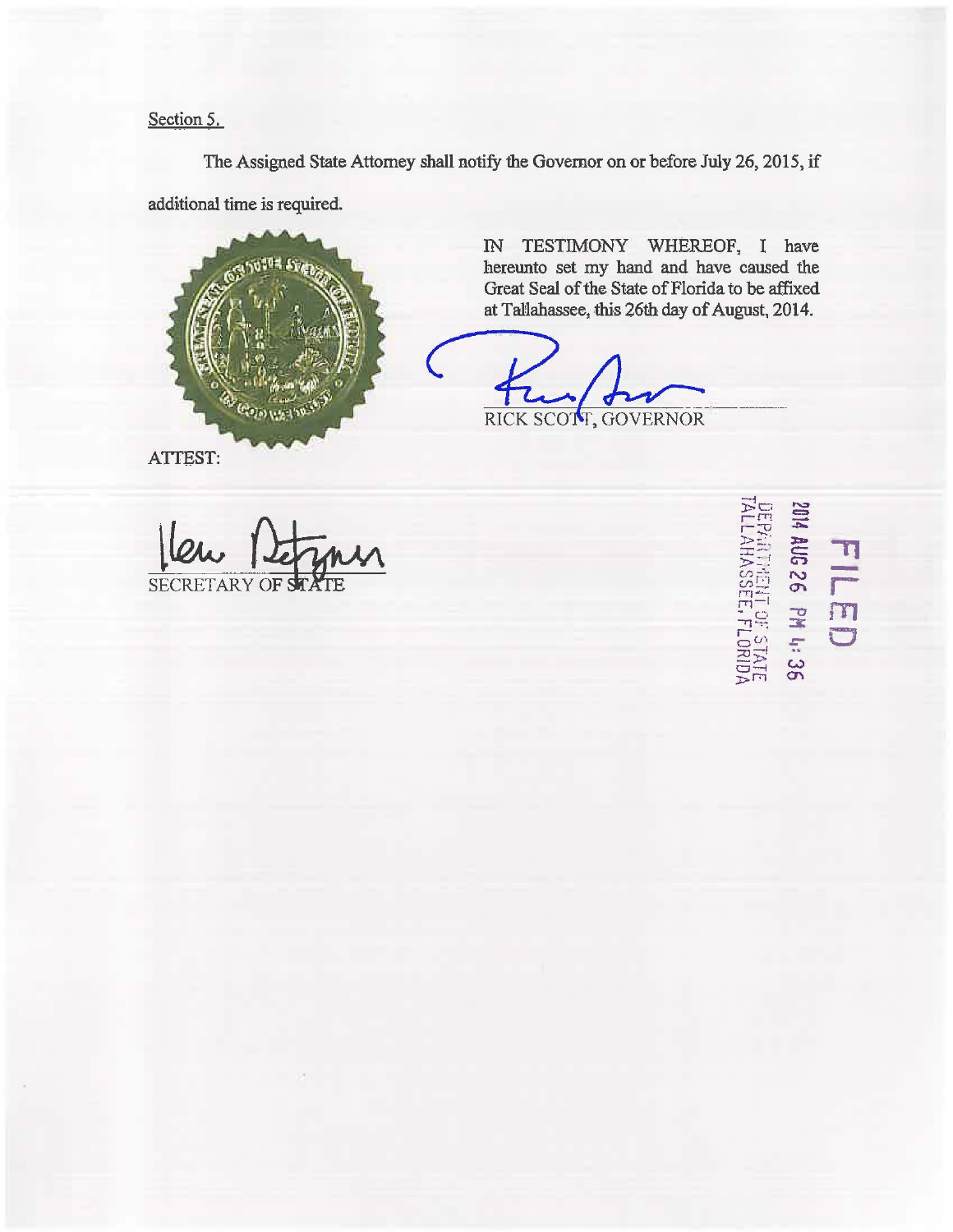Section 5.

The Assigned State Attorney shall notify the Governor on or before July 26, 2015, if additional time is required.

IN TESTIMONY WHEREOF, I have hereunto set my hand and have caused the Great Seal of the State of Florida to be affixed at Tallahassee, this 26th day of August, 2014.

RICK SCOTT, GOVERNOR

ATTEST:

SECRETARY OF STATE

FILED

2014 AUG 26 PM 4:36

DEPARTMENT OF STATE
TALLAHASSEE, FLORIDA